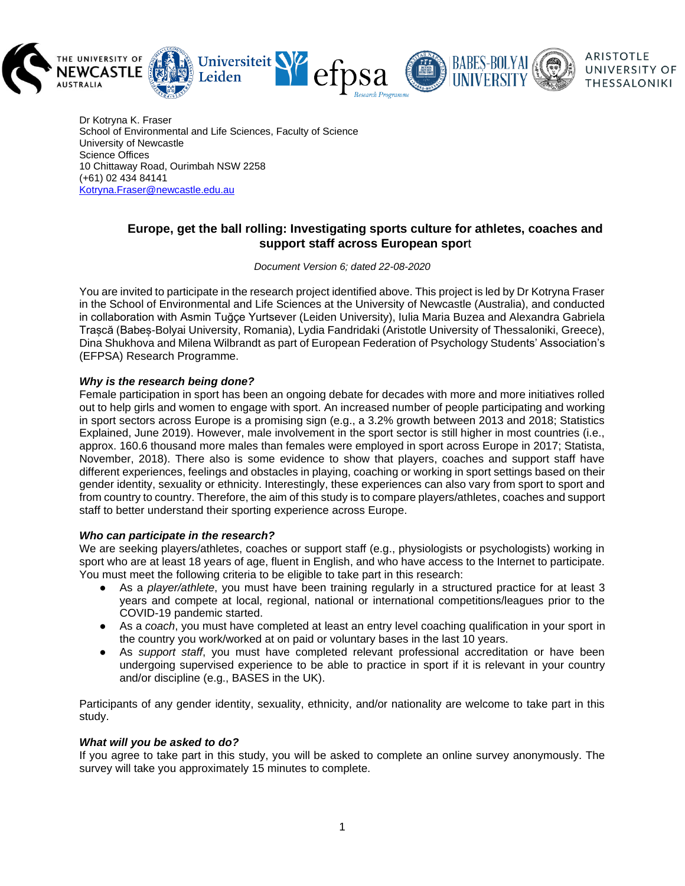Dr Kotryna K. Fraser
School of Environmental and Life Sciences, Faculty of Science
University of Newcastle
Science Offices
10 Chittaway Road, Ourimbah NSW 2258
(+61) 02 434 84141
Kotryna.Fraser@newcastle.edu.au

## Europe, get the ball rolling: Investigating sports culture for athletes, coaches and support staff across European sport

*Document Version 6; dated 22-08-2020*

You are invited to participate in the research project identified above. This project is led by Dr Kotryna Fraser in the School of Environmental and Life Sciences at the University of Newcastle (Australia), and conducted in collaboration with Asmin Tuğçe Yurtsever (Leiden University), Iulia Maria Buzea and Alexandra Gabriela Trașcă (Babeș-Bolyai University, Romania), Lydia Fandridaki (Aristotle University of Thessaloniki, Greece), Dina Shukhova and Milena Wilbrandt as part of European Federation of Psychology Students' Association's (EFPSA) Research Programme.

### *Why is the research being done?*

Female participation in sport has been an ongoing debate for decades with more and more initiatives rolled out to help girls and women to engage with sport. An increased number of people participating and working in sport sectors across Europe is a promising sign (e.g., a 3.2% growth between 2013 and 2018; Statistics Explained, June 2019). However, male involvement in the sport sector is still higher in most countries (i.e., approx. 160.6 thousand more males than females were employed in sport across Europe in 2017; Statista, November, 2018). There also is some evidence to show that players, coaches and support staff have different experiences, feelings and obstacles in playing, coaching or working in sport settings based on their gender identity, sexuality or ethnicity. Interestingly, these experiences can also vary from sport to sport and from country to country. Therefore, the aim of this study is to compare players/athletes, coaches and support staff to better understand their sporting experience across Europe.

### *Who can participate in the research?*

We are seeking players/athletes, coaches or support staff (e.g., physiologists or psychologists) working in sport who are at least 18 years of age, fluent in English, and who have access to the Internet to participate. You must meet the following criteria to be eligible to take part in this research:

- As a *player/athlete*, you must have been training regularly in a structured practice for at least 3 years and compete at local, regional, national or international competitions/leagues prior to the COVID-19 pandemic started.
- As a *coach*, you must have completed at least an entry level coaching qualification in your sport in the country you work/worked at on paid or voluntary bases in the last 10 years.
- As *support staff*, you must have completed relevant professional accreditation or have been undergoing supervised experience to be able to practice in sport if it is relevant in your country and/or discipline (e.g., BASES in the UK).

Participants of any gender identity, sexuality, ethnicity, and/or nationality are welcome to take part in this study.

### *What will you be asked to do?*

If you agree to take part in this study, you will be asked to complete an online survey anonymously. The survey will take you approximately 15 minutes to complete.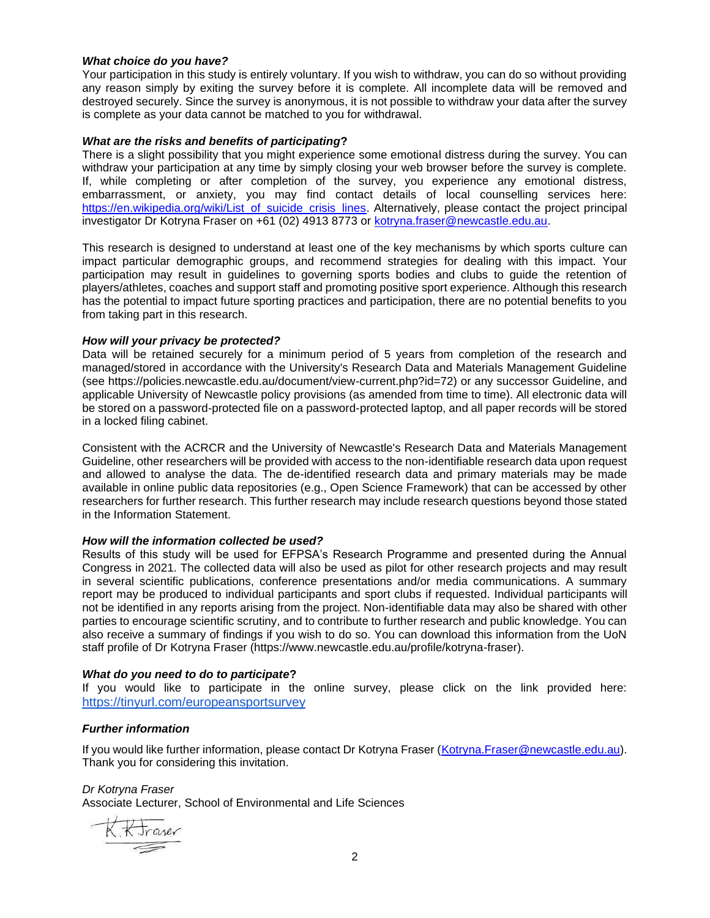***What choice do you have?***

Your participation in this study is entirely voluntary. If you wish to withdraw, you can do so without providing any reason simply by exiting the survey before it is complete. All incomplete data will be removed and destroyed securely. Since the survey is anonymous, it is not possible to withdraw your data after the survey is complete as your data cannot be matched to you for withdrawal.

***What are the risks and benefits of participating*?**

There is a slight possibility that you might experience some emotional distress during the survey. You can withdraw your participation at any time by simply closing your web browser before the survey is complete. If, while completing or after completion of the survey, you experience any emotional distress, embarrassment, or anxiety, you may find contact details of local counselling services here: https://en.wikipedia.org/wiki/List_of_suicide_crisis_lines. Alternatively, please contact the project principal investigator Dr Kotryna Fraser on +61 (02) 4913 8773 or kotryna.fraser@newcastle.edu.au.

This research is designed to understand at least one of the key mechanisms by which sports culture can impact particular demographic groups, and recommend strategies for dealing with this impact. Your participation may result in guidelines to governing sports bodies and clubs to guide the retention of players/athletes, coaches and support staff and promoting positive sport experience. Although this research has the potential to impact future sporting practices and participation, there are no potential benefits to you from taking part in this research.

***How will your privacy be protected?***

Data will be retained securely for a minimum period of 5 years from completion of the research and managed/stored in accordance with the University's Research Data and Materials Management Guideline (see https://policies.newcastle.edu.au/document/view-current.php?id=72) or any successor Guideline, and applicable University of Newcastle policy provisions (as amended from time to time). All electronic data will be stored on a password-protected file on a password-protected laptop, and all paper records will be stored in a locked filing cabinet.

Consistent with the ACRCR and the University of Newcastle's Research Data and Materials Management Guideline, other researchers will be provided with access to the non-identifiable research data upon request and allowed to analyse the data. The de-identified research data and primary materials may be made available in online public data repositories (e.g., Open Science Framework) that can be accessed by other researchers for further research. This further research may include research questions beyond those stated in the Information Statement.

***How will the information collected be used?***

Results of this study will be used for EFPSA's Research Programme and presented during the Annual Congress in 2021. The collected data will also be used as pilot for other research projects and may result in several scientific publications, conference presentations and/or media communications. A summary report may be produced to individual participants and sport clubs if requested. Individual participants will not be identified in any reports arising from the project. Non-identifiable data may also be shared with other parties to encourage scientific scrutiny, and to contribute to further research and public knowledge. You can also receive a summary of findings if you wish to do so. You can download this information from the UoN staff profile of Dr Kotryna Fraser (https://www.newcastle.edu.au/profile/kotryna-fraser).

***What do you need to do to participate*?**

If you would like to participate in the online survey, please click on the link provided here: https://tinyurl.com/europeansportsurvey

***Further information***

If you would like further information, please contact Dr Kotryna Fraser (Kotryna.Fraser@newcastle.edu.au). Thank you for considering this invitation.

*Dr Kotryna Fraser*
Associate Lecturer, School of Environmental and Life Sciences

K.K Fraser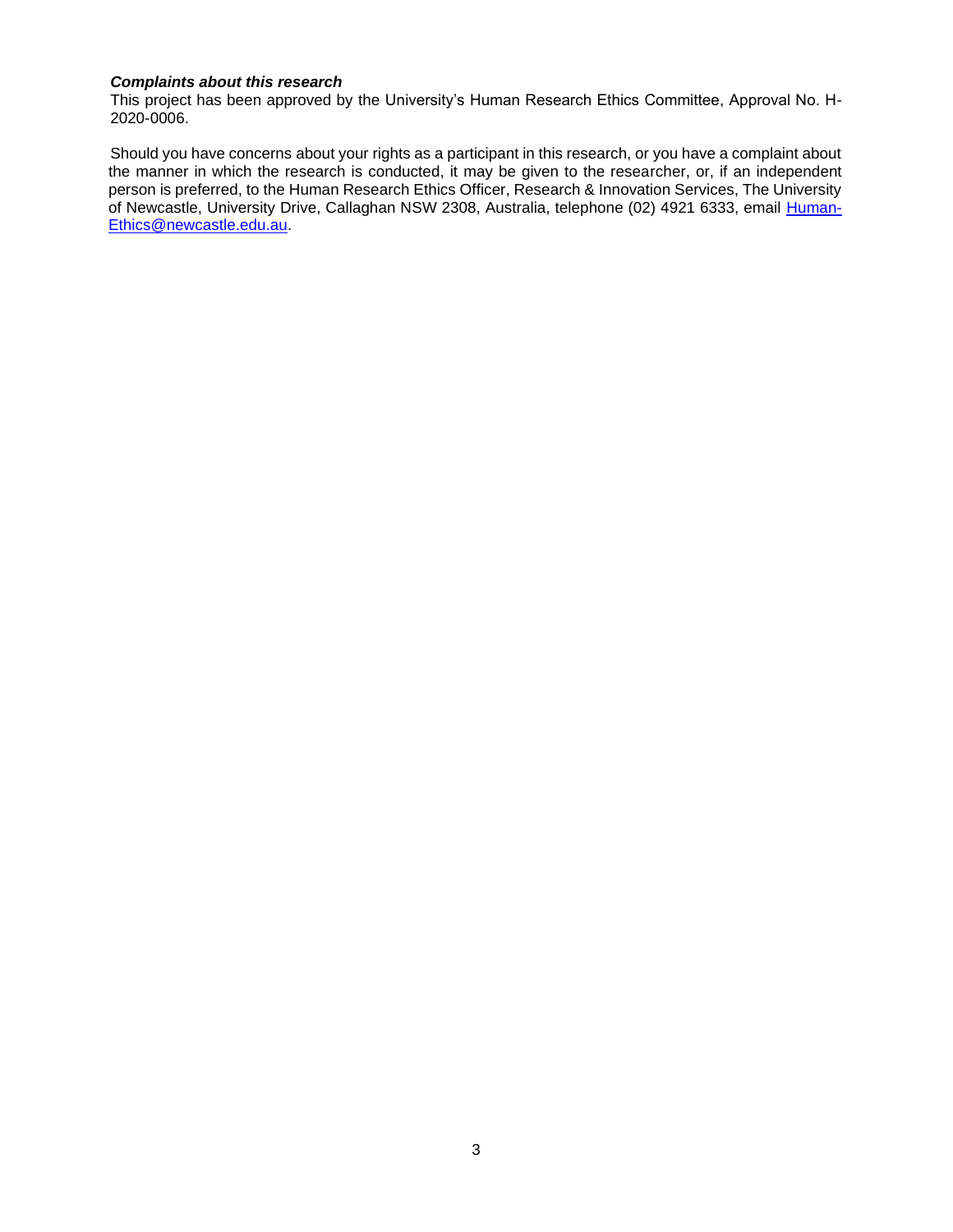***Complaints about this research***

This project has been approved by the University's Human Research Ethics Committee, Approval No. H-2020-0006.

Should you have concerns about your rights as a participant in this research, or you have a complaint about the manner in which the research is conducted, it may be given to the researcher, or, if an independent person is preferred, to the Human Research Ethics Officer, Research & Innovation Services, The University of Newcastle, University Drive, Callaghan NSW 2308, Australia, telephone (02) 4921 6333, email Human-Ethics@newcastle.edu.au.